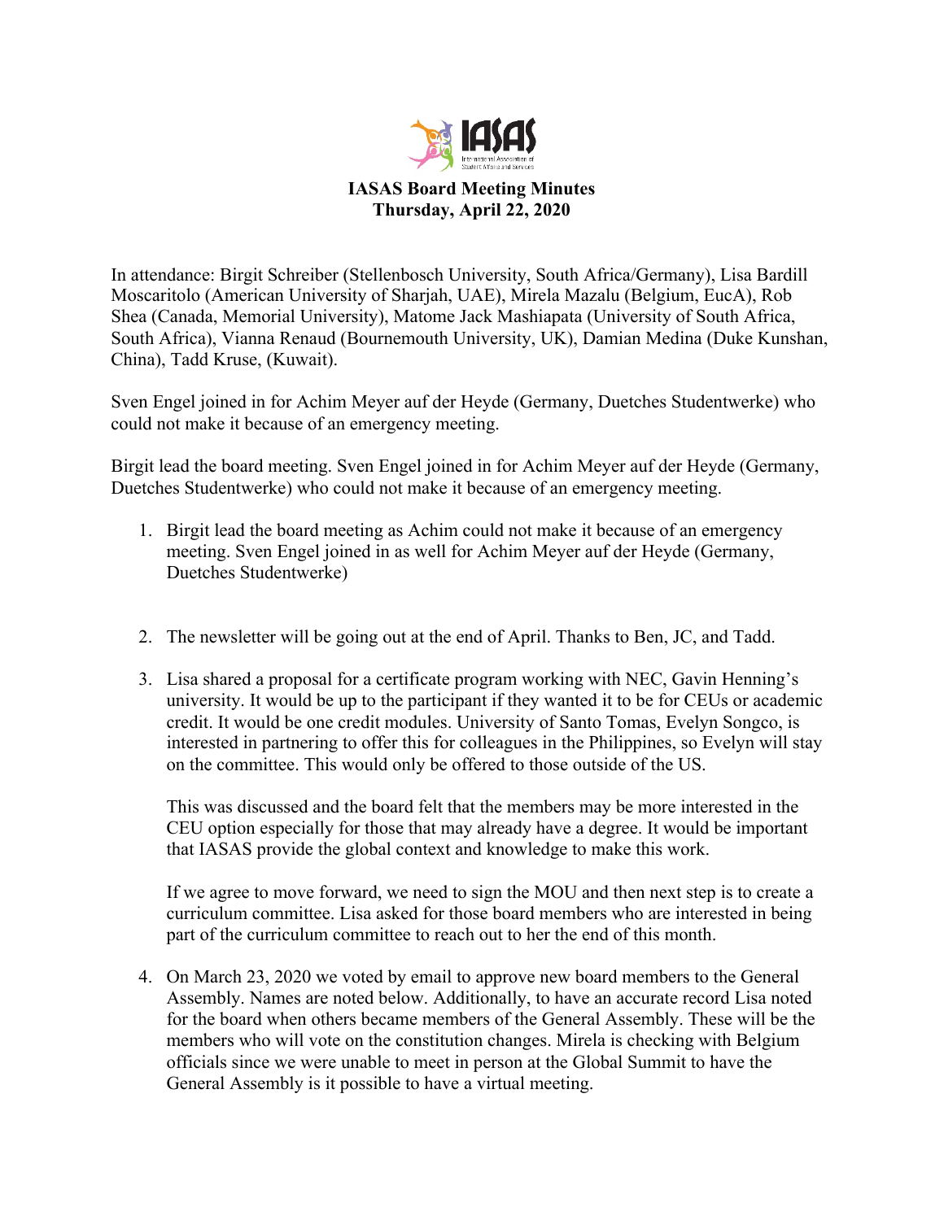**IASAS Board Meeting Minutes**
**Thursday, April 22, 2020**

In attendance: Birgit Schreiber (Stellenbosch University, South Africa/Germany), Lisa Bardill Moscaritolo (American University of Sharjah, UAE), Mirela Mazalu (Belgium, EucA), Rob Shea (Canada, Memorial University), Matome Jack Mashiapata (University of South Africa, South Africa), Vianna Renaud (Bournemouth University, UK), Damian Medina (Duke Kunshan, China), Tadd Kruse, (Kuwait).

Sven Engel joined in for Achim Meyer auf der Heyde (Germany, Duetches Studentwerke) who could not make it because of an emergency meeting.

Birgit lead the board meeting. Sven Engel joined in for Achim Meyer auf der Heyde (Germany, Duetches Studentwerke) who could not make it because of an emergency meeting.

1. Birgit lead the board meeting as Achim could not make it because of an emergency meeting. Sven Engel joined in as well for Achim Meyer auf der Heyde (Germany, Duetches Studentwerke)

2. The newsletter will be going out at the end of April. Thanks to Ben, JC, and Tadd.

3. Lisa shared a proposal for a certificate program working with NEC, Gavin Henning's university. It would be up to the participant if they wanted it to be for CEUs or academic credit. It would be one credit modules. University of Santo Tomas, Evelyn Songco, is interested in partnering to offer this for colleagues in the Philippines, so Evelyn will stay on the committee. This would only be offered to those outside of the US.

   This was discussed and the board felt that the members may be more interested in the CEU option especially for those that may already have a degree. It would be important that IASAS provide the global context and knowledge to make this work.

   If we agree to move forward, we need to sign the MOU and then next step is to create a curriculum committee. Lisa asked for those board members who are interested in being part of the curriculum committee to reach out to her the end of this month.

4. On March 23, 2020 we voted by email to approve new board members to the General Assembly. Names are noted below. Additionally, to have an accurate record Lisa noted for the board when others became members of the General Assembly. These will be the members who will vote on the constitution changes. Mirela is checking with Belgium officials since we were unable to meet in person at the Global Summit to have the General Assembly is it possible to have a virtual meeting.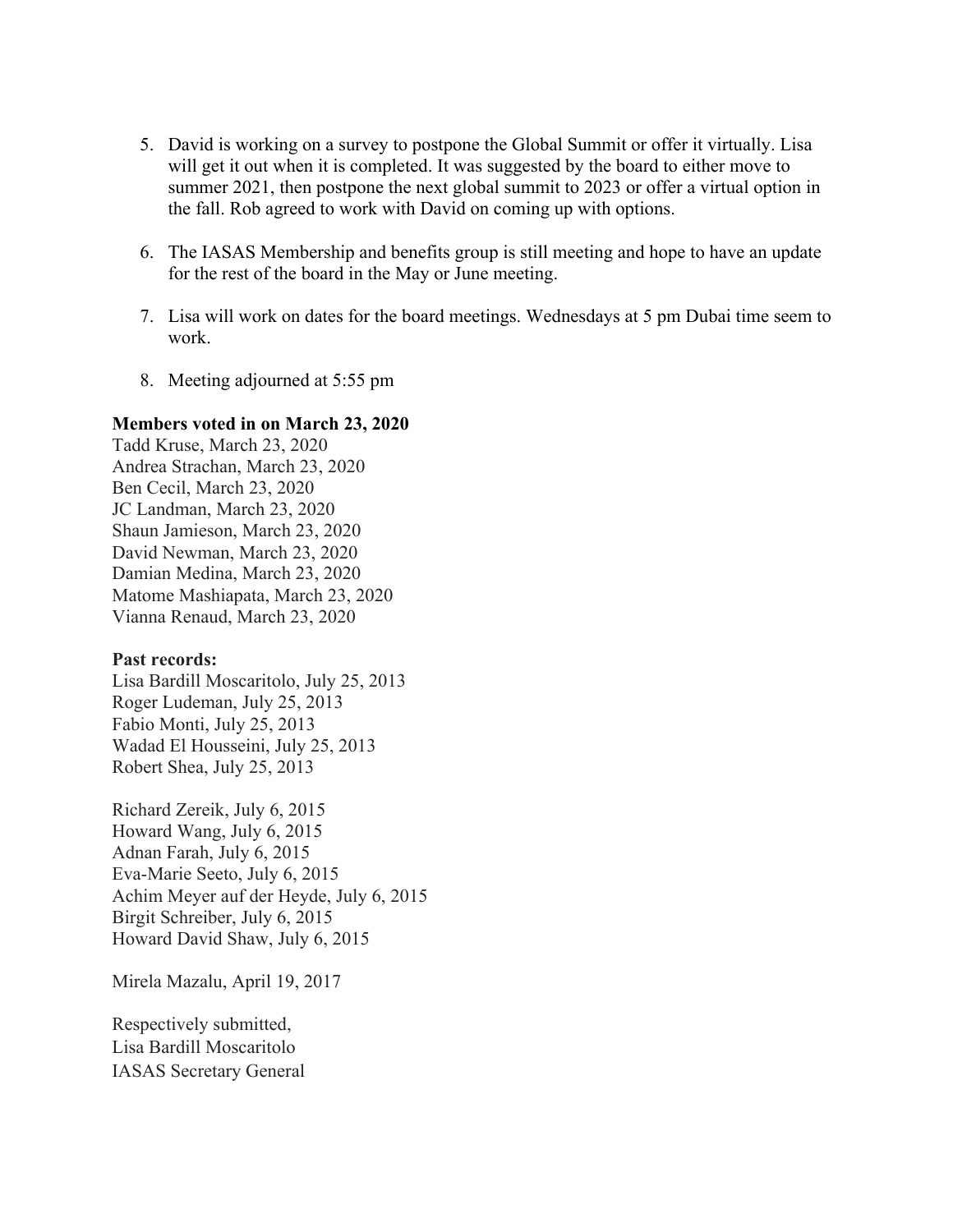5. David is working on a survey to postpone the Global Summit or offer it virtually. Lisa will get it out when it is completed. It was suggested by the board to either move to summer 2021, then postpone the next global summit to 2023 or offer a virtual option in the fall. Rob agreed to work with David on coming up with options.

6. The IASAS Membership and benefits group is still meeting and hope to have an update for the rest of the board in the May or June meeting.

7. Lisa will work on dates for the board meetings. Wednesdays at 5 pm Dubai time seem to work.

8. Meeting adjourned at 5:55 pm

**Members voted in on March 23, 2020**
Tadd Kruse, March 23, 2020
Andrea Strachan, March 23, 2020
Ben Cecil, March 23, 2020
JC Landman, March 23, 2020
Shaun Jamieson, March 23, 2020
David Newman, March 23, 2020
Damian Medina, March 23, 2020
Matome Mashiapata, March 23, 2020
Vianna Renaud, March 23, 2020

**Past records:**
Lisa Bardill Moscaritolo, July 25, 2013
Roger Ludeman, July 25, 2013
Fabio Monti, July 25, 2013
Wadad El Housseini, July 25, 2013
Robert Shea, July 25, 2013

Richard Zereik, July 6, 2015
Howard Wang, July 6, 2015
Adnan Farah, July 6, 2015
Eva-Marie Seeto, July 6, 2015
Achim Meyer auf der Heyde, July 6, 2015
Birgit Schreiber, July 6, 2015
Howard David Shaw, July 6, 2015

Mirela Mazalu, April 19, 2017

Respectively submitted,
Lisa Bardill Moscaritolo
IASAS Secretary General